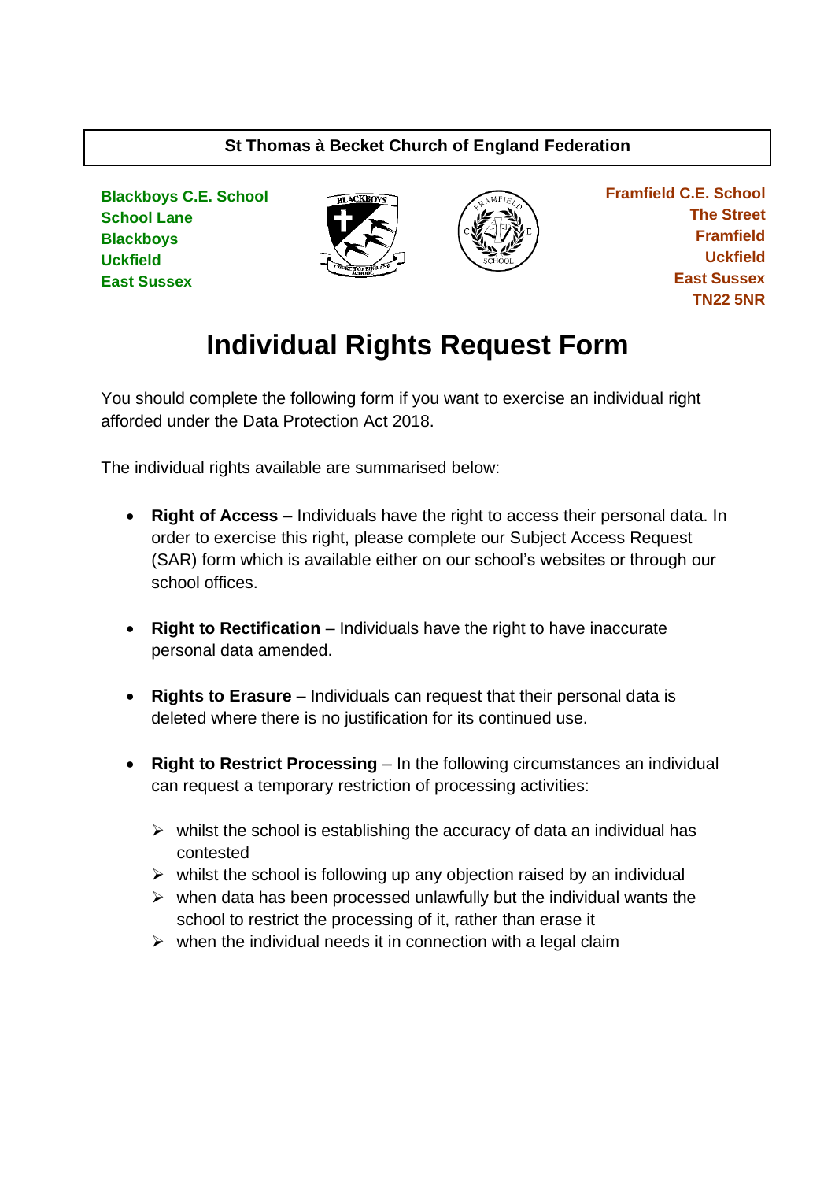**St Thomas à Becket Church of England Federation**

**Blackboys C.E. School**
**School Lane**
**Blackboys**
**Uckfield**
**East Sussex**

**Framfield C.E. School**
**The Street**
**Framfield**
**Uckfield**
**East Sussex**
**TN22 5NR**

# Individual Rights Request Form

You should complete the following form if you want to exercise an individual right afforded under the Data Protection Act 2018.

The individual rights available are summarised below:

- **Right of Access** – Individuals have the right to access their personal data. In order to exercise this right, please complete our Subject Access Request (SAR) form which is available either on our school's websites or through our school offices.

- **Right to Rectification** – Individuals have the right to have inaccurate personal data amended.

- **Rights to Erasure** – Individuals can request that their personal data is deleted where there is no justification for its continued use.

- **Right to Restrict Processing** – In the following circumstances an individual can request a temporary restriction of processing activities:

  - whilst the school is establishing the accuracy of data an individual has contested
  - whilst the school is following up any objection raised by an individual
  - when data has been processed unlawfully but the individual wants the school to restrict the processing of it, rather than erase it
  - when the individual needs it in connection with a legal claim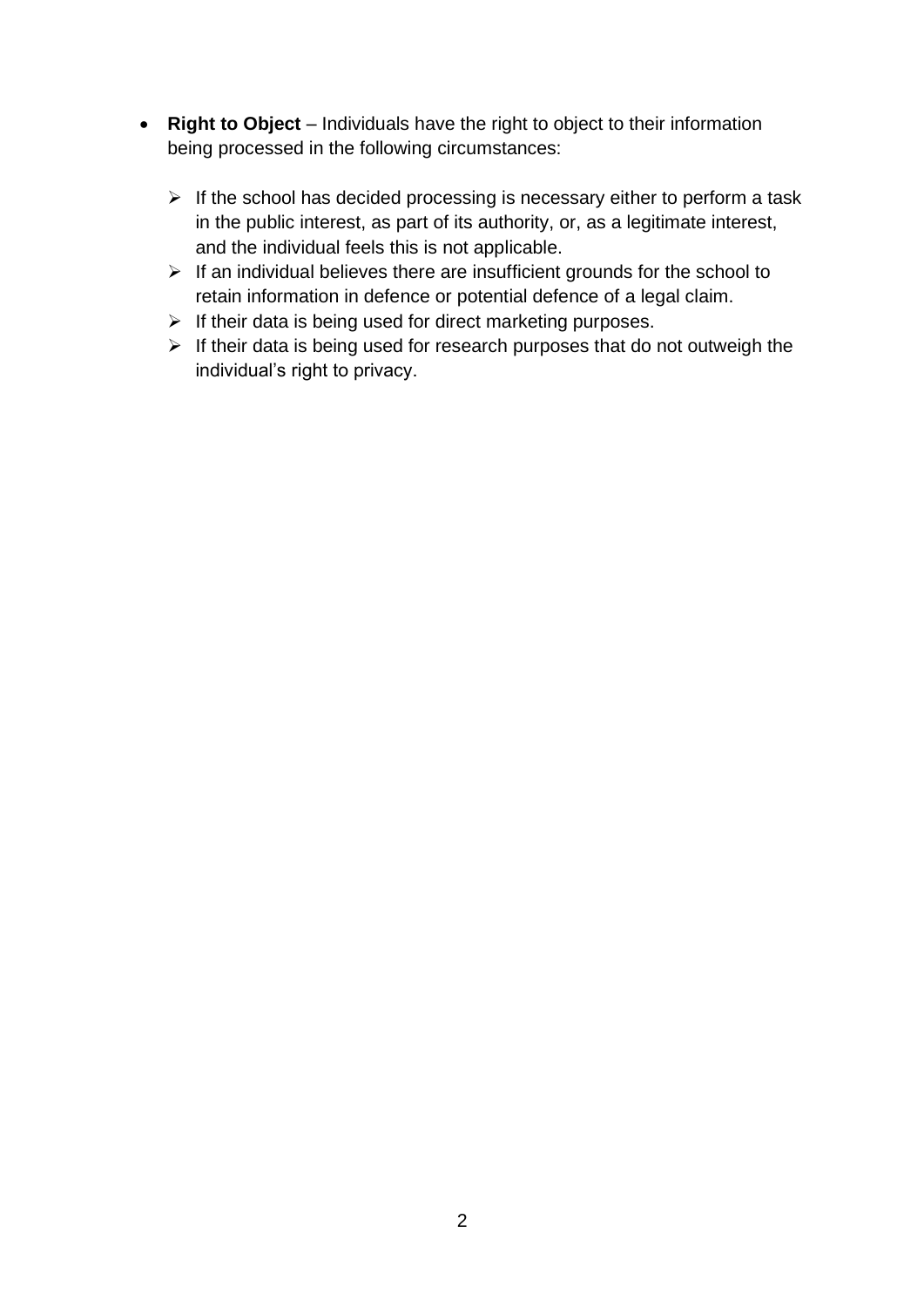- **Right to Object** – Individuals have the right to object to their information being processed in the following circumstances:

  - If the school has decided processing is necessary either to perform a task in the public interest, as part of its authority, or, as a legitimate interest, and the individual feels this is not applicable.
  - If an individual believes there are insufficient grounds for the school to retain information in defence or potential defence of a legal claim.
  - If their data is being used for direct marketing purposes.
  - If their data is being used for research purposes that do not outweigh the individual's right to privacy.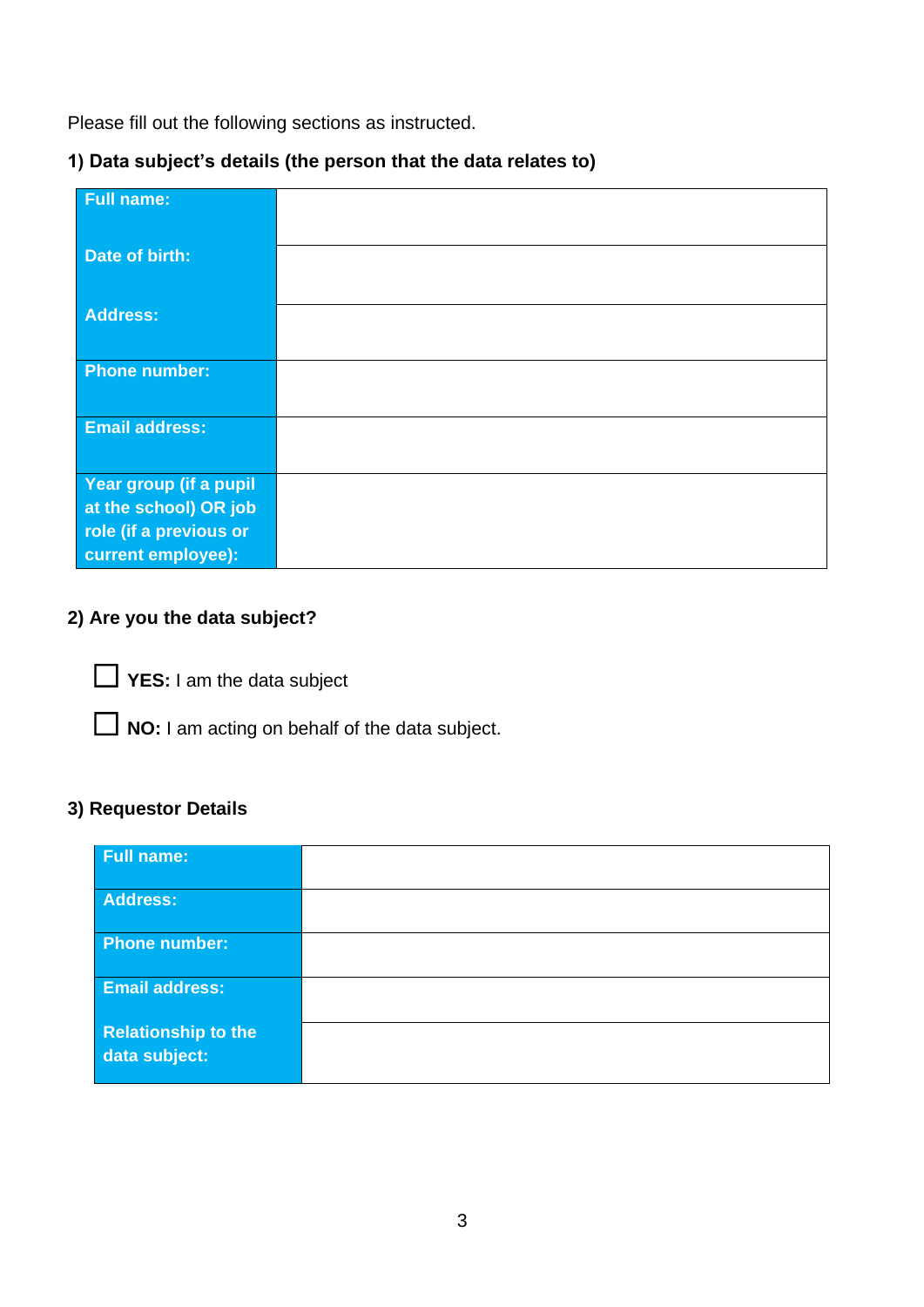Please fill out the following sections as instructed.

### 1) Data subject's details (the person that the data relates to)

| | |
|---|---|
| **Full name:** | |
| **Date of birth:** | |
| **Address:** | |
| **Phone number:** | |
| **Email address:** | |
| **Year group (if a pupil at the school) OR job role (if a previous or current employee):** | |

### 2) Are you the data subject?

☐ **YES:** I am the data subject

☐ **NO:** I am acting on behalf of the data subject.

### 3) Requestor Details

| | |
|---|---|
| **Full name:** | |
| **Address:** | |
| **Phone number:** | |
| **Email address:** | |
| **Relationship to the data subject:** | |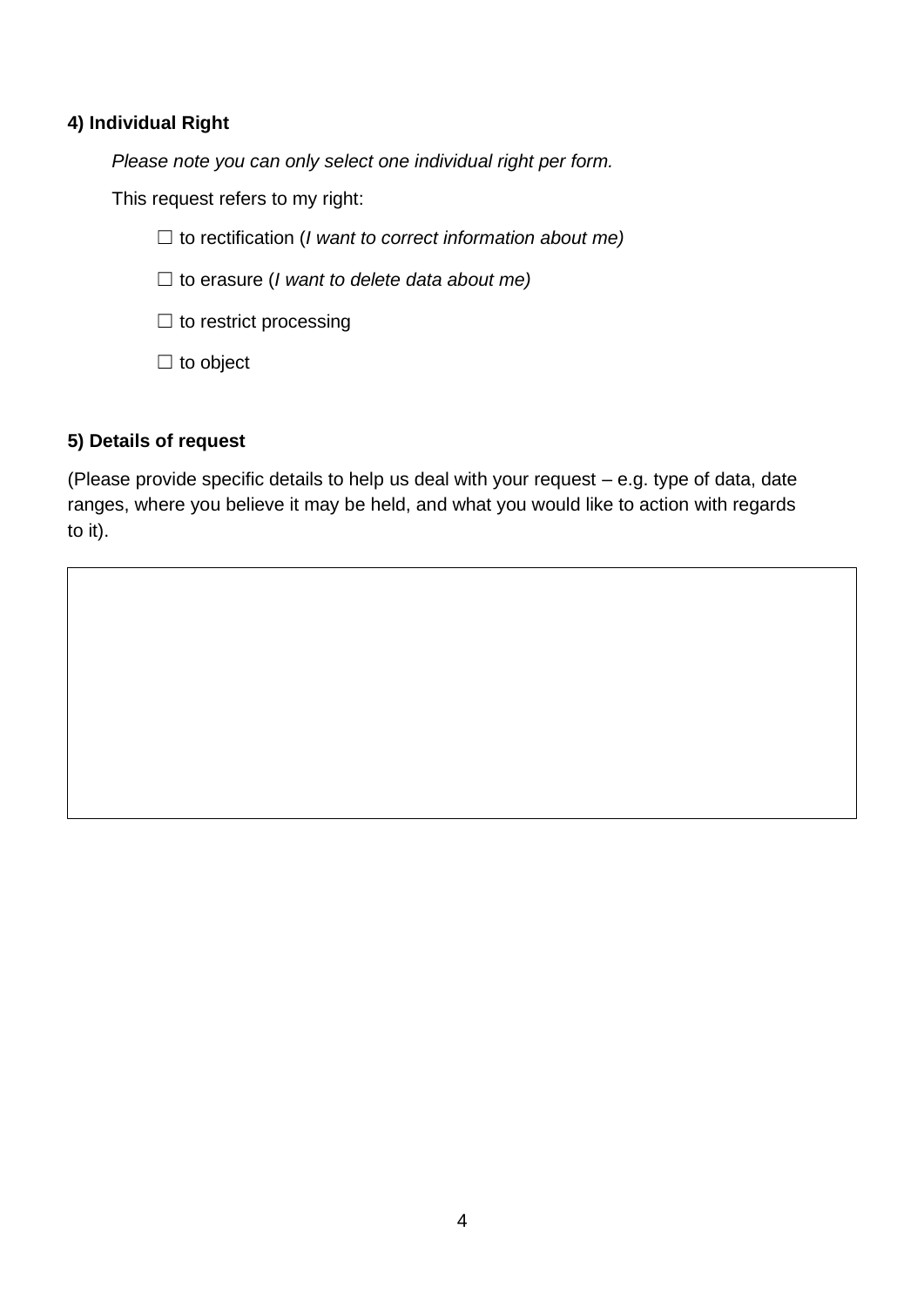**4) Individual Right**

*Please note you can only select one individual right per form.*

This request refers to my right:

☐ to rectification (*I want to correct information about me)*

☐ to erasure (*I want to delete data about me)*

☐ to restrict processing

☐ to object

**5) Details of request**

(Please provide specific details to help us deal with your request – e.g. type of data, date ranges, where you believe it may be held, and what you would like to action with regards to it).

| |
|---|
| |